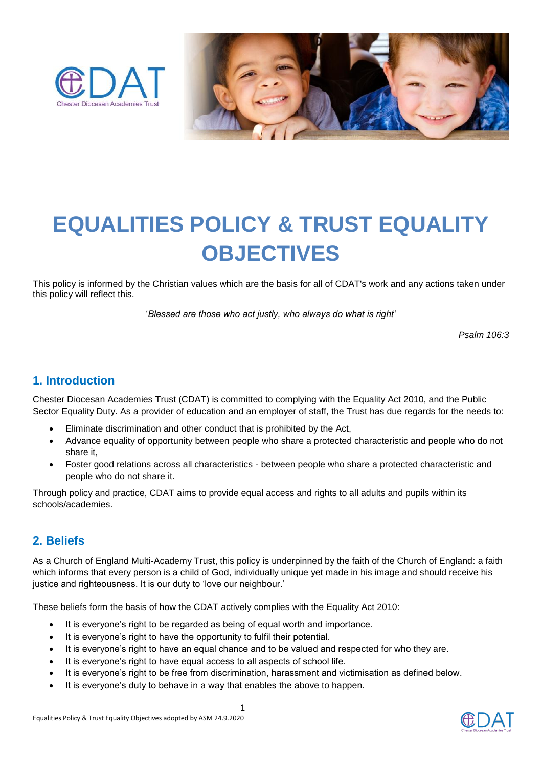# EQUALITIES POLICY & TRUST EQUALITY OBJECTIVES

This policy is informed by the Christian values which are the basis for all of CDAT's work and any actions taken under this policy will reflect this.

'*Blessed are those who act justly, who always do what is right'*

*Psalm 106:3*

## 1. Introduction

Chester Diocesan Academies Trust (CDAT) is committed to complying with the Equality Act 2010, and the Public Sector Equality Duty. As a provider of education and an employer of staff, the Trust has due regards for the needs to:

- Eliminate discrimination and other conduct that is prohibited by the Act,
- Advance equality of opportunity between people who share a protected characteristic and people who do not share it,
- Foster good relations across all characteristics - between people who share a protected characteristic and people who do not share it.

Through policy and practice, CDAT aims to provide equal access and rights to all adults and pupils within its schools/academies.

## 2. Beliefs

As a Church of England Multi-Academy Trust, this policy is underpinned by the faith of the Church of England: a faith which informs that every person is a child of God, individually unique yet made in his image and should receive his justice and righteousness. It is our duty to 'love our neighbour.'

These beliefs form the basis of how the CDAT actively complies with the Equality Act 2010:

- It is everyone's right to be regarded as being of equal worth and importance.
- It is everyone's right to have the opportunity to fulfil their potential.
- It is everyone's right to have an equal chance and to be valued and respected for who they are.
- It is everyone's right to have equal access to all aspects of school life.
- It is everyone's right to be free from discrimination, harassment and victimisation as defined below.
- It is everyone's duty to behave in a way that enables the above to happen.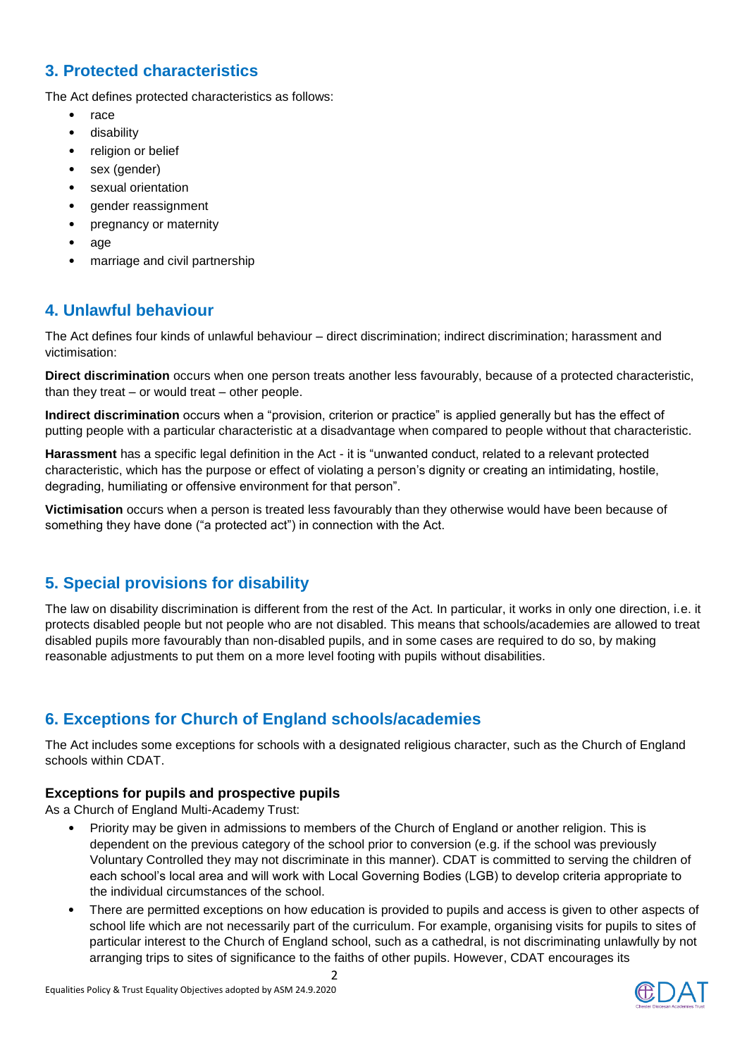## 3. Protected characteristics

The Act defines protected characteristics as follows:

- race
- disability
- religion or belief
- sex (gender)
- sexual orientation
- gender reassignment
- pregnancy or maternity
- age
- marriage and civil partnership

## 4. Unlawful behaviour

The Act defines four kinds of unlawful behaviour – direct discrimination; indirect discrimination; harassment and victimisation:

**Direct discrimination** occurs when one person treats another less favourably, because of a protected characteristic, than they treat – or would treat – other people.

**Indirect discrimination** occurs when a "provision, criterion or practice" is applied generally but has the effect of putting people with a particular characteristic at a disadvantage when compared to people without that characteristic.

**Harassment** has a specific legal definition in the Act - it is "unwanted conduct, related to a relevant protected characteristic, which has the purpose or effect of violating a person's dignity or creating an intimidating, hostile, degrading, humiliating or offensive environment for that person".

**Victimisation** occurs when a person is treated less favourably than they otherwise would have been because of something they have done ("a protected act") in connection with the Act.

## 5. Special provisions for disability

The law on disability discrimination is different from the rest of the Act. In particular, it works in only one direction, i.e. it protects disabled people but not people who are not disabled. This means that schools/academies are allowed to treat disabled pupils more favourably than non-disabled pupils, and in some cases are required to do so, by making reasonable adjustments to put them on a more level footing with pupils without disabilities.

## 6. Exceptions for Church of England schools/academies

The Act includes some exceptions for schools with a designated religious character, such as the Church of England schools within CDAT.

### Exceptions for pupils and prospective pupils

As a Church of England Multi-Academy Trust:

- Priority may be given in admissions to members of the Church of England or another religion. This is dependent on the previous category of the school prior to conversion (e.g. if the school was previously Voluntary Controlled they may not discriminate in this manner). CDAT is committed to serving the children of each school's local area and will work with Local Governing Bodies (LGB) to develop criteria appropriate to the individual circumstances of the school.
- There are permitted exceptions on how education is provided to pupils and access is given to other aspects of school life which are not necessarily part of the curriculum. For example, organising visits for pupils to sites of particular interest to the Church of England school, such as a cathedral, is not discriminating unlawfully by not arranging trips to sites of significance to the faiths of other pupils. However, CDAT encourages its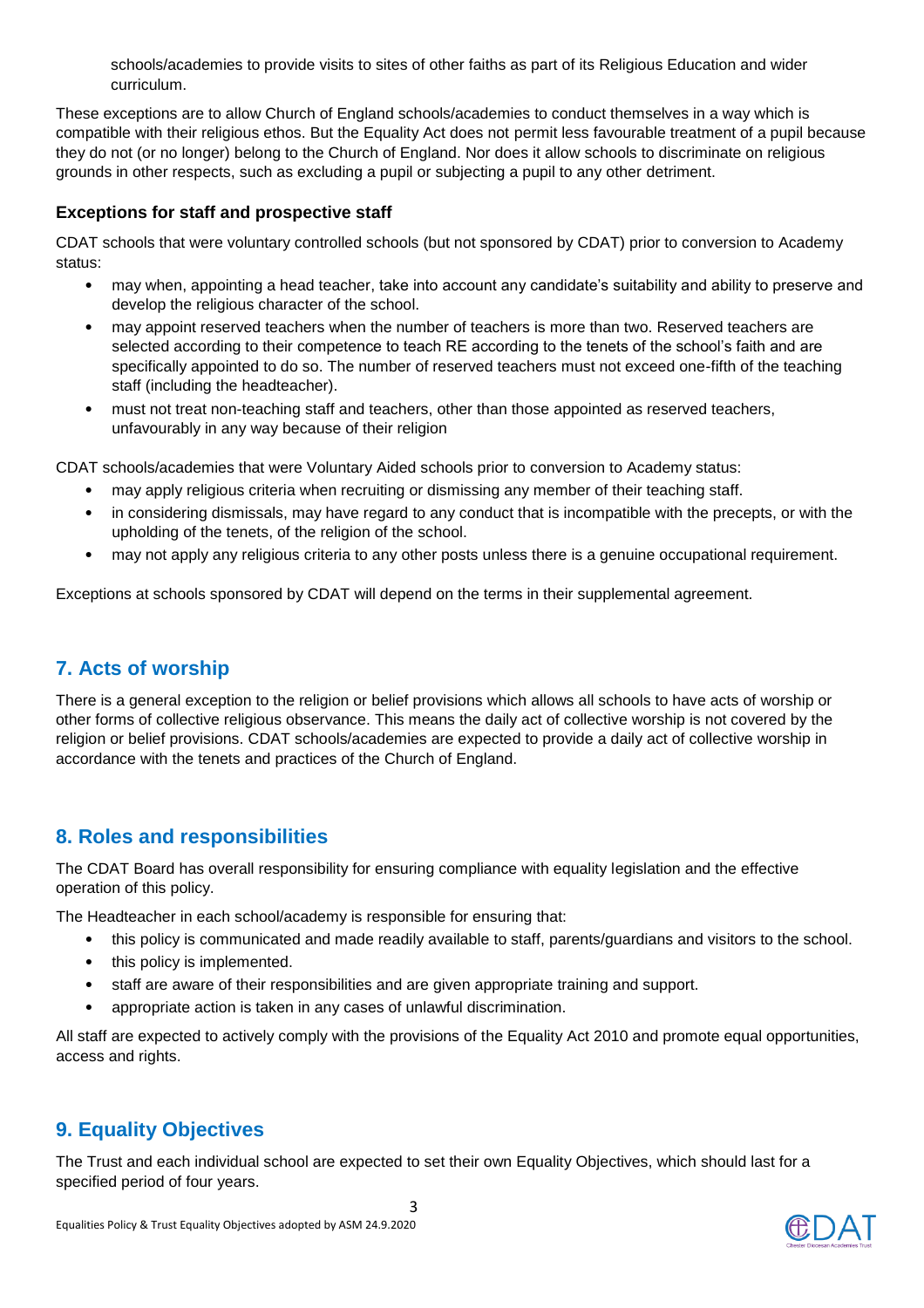schools/academies to provide visits to sites of other faiths as part of its Religious Education and wider curriculum.

These exceptions are to allow Church of England schools/academies to conduct themselves in a way which is compatible with their religious ethos. But the Equality Act does not permit less favourable treatment of a pupil because they do not (or no longer) belong to the Church of England. Nor does it allow schools to discriminate on religious grounds in other respects, such as excluding a pupil or subjecting a pupil to any other detriment.

### Exceptions for staff and prospective staff

CDAT schools that were voluntary controlled schools (but not sponsored by CDAT) prior to conversion to Academy status:

- may when, appointing a head teacher, take into account any candidate's suitability and ability to preserve and develop the religious character of the school.
- may appoint reserved teachers when the number of teachers is more than two. Reserved teachers are selected according to their competence to teach RE according to the tenets of the school's faith and are specifically appointed to do so. The number of reserved teachers must not exceed one-fifth of the teaching staff (including the headteacher).
- must not treat non-teaching staff and teachers, other than those appointed as reserved teachers, unfavourably in any way because of their religion

CDAT schools/academies that were Voluntary Aided schools prior to conversion to Academy status:

- may apply religious criteria when recruiting or dismissing any member of their teaching staff.
- in considering dismissals, may have regard to any conduct that is incompatible with the precepts, or with the upholding of the tenets, of the religion of the school.
- may not apply any religious criteria to any other posts unless there is a genuine occupational requirement.

Exceptions at schools sponsored by CDAT will depend on the terms in their supplemental agreement.

## 7. Acts of worship

There is a general exception to the religion or belief provisions which allows all schools to have acts of worship or other forms of collective religious observance. This means the daily act of collective worship is not covered by the religion or belief provisions. CDAT schools/academies are expected to provide a daily act of collective worship in accordance with the tenets and practices of the Church of England.

## 8. Roles and responsibilities

The CDAT Board has overall responsibility for ensuring compliance with equality legislation and the effective operation of this policy.

The Headteacher in each school/academy is responsible for ensuring that:

- this policy is communicated and made readily available to staff, parents/guardians and visitors to the school.
- this policy is implemented.
- staff are aware of their responsibilities and are given appropriate training and support.
- appropriate action is taken in any cases of unlawful discrimination.

All staff are expected to actively comply with the provisions of the Equality Act 2010 and promote equal opportunities, access and rights.

## 9. Equality Objectives

The Trust and each individual school are expected to set their own Equality Objectives, which should last for a specified period of four years.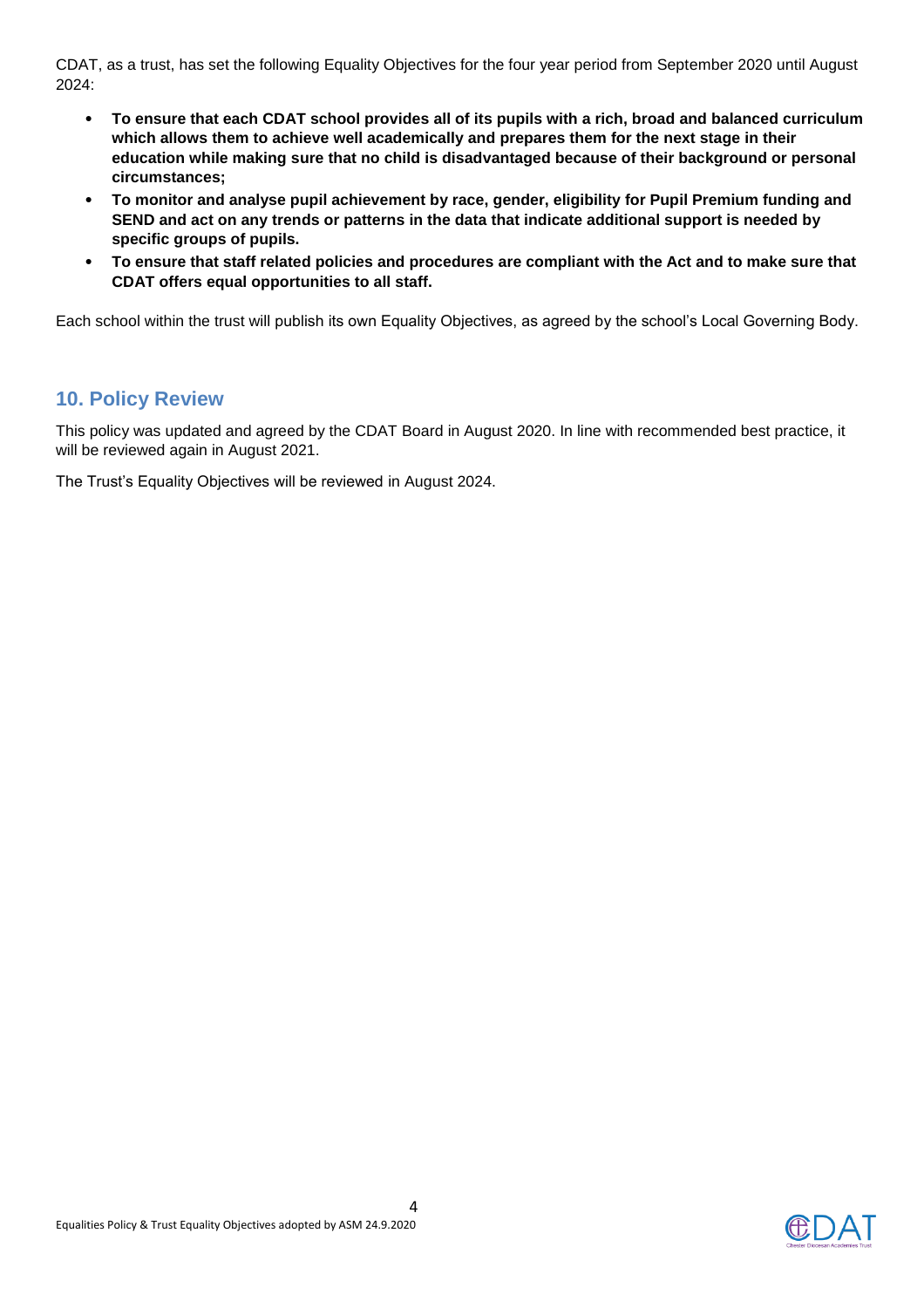CDAT, as a trust, has set the following Equality Objectives for the four year period from September 2020 until August 2024:

- **To ensure that each CDAT school provides all of its pupils with a rich, broad and balanced curriculum which allows them to achieve well academically and prepares them for the next stage in their education while making sure that no child is disadvantaged because of their background or personal circumstances;**
- **To monitor and analyse pupil achievement by race, gender, eligibility for Pupil Premium funding and SEND and act on any trends or patterns in the data that indicate additional support is needed by specific groups of pupils.**
- **To ensure that staff related policies and procedures are compliant with the Act and to make sure that CDAT offers equal opportunities to all staff.**

Each school within the trust will publish its own Equality Objectives, as agreed by the school's Local Governing Body.

## 10. Policy Review

This policy was updated and agreed by the CDAT Board in August 2020. In line with recommended best practice, it will be reviewed again in August 2021.

The Trust's Equality Objectives will be reviewed in August 2024.